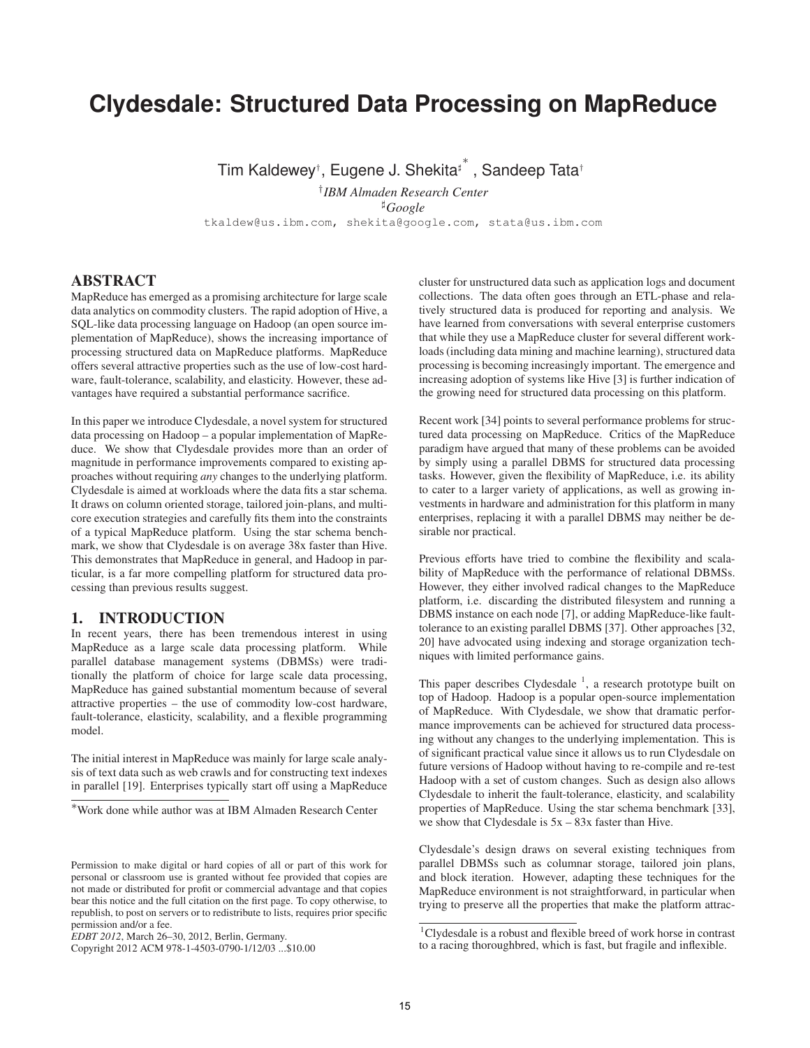# Clydesdale: Structured Data Processing on MapReduce

Tim Kaldewey[†], Eugene J. Shekita[♯*], Sandeep Tata[†]

[†]*IBM Almaden Research Center*

[♯]*Google*

tkaldew@us.ibm.com, shekita@google.com, stata@us.ibm.com

## ABSTRACT

MapReduce has emerged as a promising architecture for large scale data analytics on commodity clusters. The rapid adoption of Hive, a SQL-like data processing language on Hadoop (an open source implementation of MapReduce), shows the increasing importance of processing structured data on MapReduce platforms. MapReduce offers several attractive properties such as the use of low-cost hardware, fault-tolerance, scalability, and elasticity. However, these advantages have required a substantial performance sacrifice.

In this paper we introduce Clydesdale, a novel system for structured data processing on Hadoop – a popular implementation of MapReduce. We show that Clydesdale provides more than an order of magnitude in performance improvements compared to existing approaches without requiring *any* changes to the underlying platform. Clydesdale is aimed at workloads where the data fits a star schema. It draws on column oriented storage, tailored join-plans, and multicore execution strategies and carefully fits them into the constraints of a typical MapReduce platform. Using the star schema benchmark, we show that Clydesdale is on average 38x faster than Hive. This demonstrates that MapReduce in general, and Hadoop in particular, is a far more compelling platform for structured data processing than previous results suggest.

## 1. INTRODUCTION

In recent years, there has been tremendous interest in using MapReduce as a large scale data processing platform. While parallel database management systems (DBMSs) were traditionally the platform of choice for large scale data processing, MapReduce has gained substantial momentum because of several attractive properties – the use of commodity low-cost hardware, fault-tolerance, elasticity, scalability, and a flexible programming model.

The initial interest in MapReduce was mainly for large scale analysis of text data such as web crawls and for constructing text indexes in parallel [19]. Enterprises typically start off using a MapReduce cluster for unstructured data such as application logs and document collections. The data often goes through an ETL-phase and relatively structured data is produced for reporting and analysis. We have learned from conversations with several enterprise customers that while they use a MapReduce cluster for several different workloads (including data mining and machine learning), structured data processing is becoming increasingly important. The emergence and increasing adoption of systems like Hive [3] is further indication of the growing need for structured data processing on this platform.

Recent work [34] points to several performance problems for structured data processing on MapReduce. Critics of the MapReduce paradigm have argued that many of these problems can be avoided by simply using a parallel DBMS for structured data processing tasks. However, given the flexibility of MapReduce, i.e. its ability to cater to a larger variety of applications, as well as growing investments in hardware and administration for this platform in many enterprises, replacing it with a parallel DBMS may neither be desirable nor practical.

Previous efforts have tried to combine the flexibility and scalability of MapReduce with the performance of relational DBMSs. However, they either involved radical changes to the MapReduce platform, i.e. discarding the distributed filesystem and running a DBMS instance on each node [7], or adding MapReduce-like fault-tolerance to an existing parallel DBMS [37]. Other approaches [32, 20] have advocated using indexing and storage organization techniques with limited performance gains.

This paper describes Clydesdale [1], a research prototype built on top of Hadoop. Hadoop is a popular open-source implementation of MapReduce. With Clydesdale, we show that dramatic performance improvements can be achieved for structured data processing without any changes to the underlying implementation. This is of significant practical value since it allows us to run Clydesdale on future versions of Hadoop without having to re-compile and re-test Hadoop with a set of custom changes. Such as design also allows Clydesdale to inherit the fault-tolerance, elasticity, and scalability properties of MapReduce. Using the star schema benchmark [33], we show that Clydesdale is 5x – 83x faster than Hive.

Clydesdale's design draws on several existing techniques from parallel DBMSs such as columnar storage, tailored join plans, and block iteration. However, adapting these techniques for the MapReduce environment is not straightforward, in particular when trying to preserve all the properties that make the platform attrac-

*Work done while author was at IBM Almaden Research Center

[1]Clydesdale is a robust and flexible breed of work horse in contrast to a racing thoroughbred, which is fast, but fragile and inflexible.

Permission to make digital or hard copies of all or part of this work for personal or classroom use is granted without fee provided that copies are not made or distributed for profit or commercial advantage and that copies bear this notice and the full citation on the first page. To copy otherwise, to republish, to post on servers or to redistribute to lists, requires prior specific permission and/or a fee.
*EDBT 2012*, March 26–30, 2012, Berlin, Germany.
Copyright 2012 ACM 978-1-4503-0790-1/12/03 ...$10.00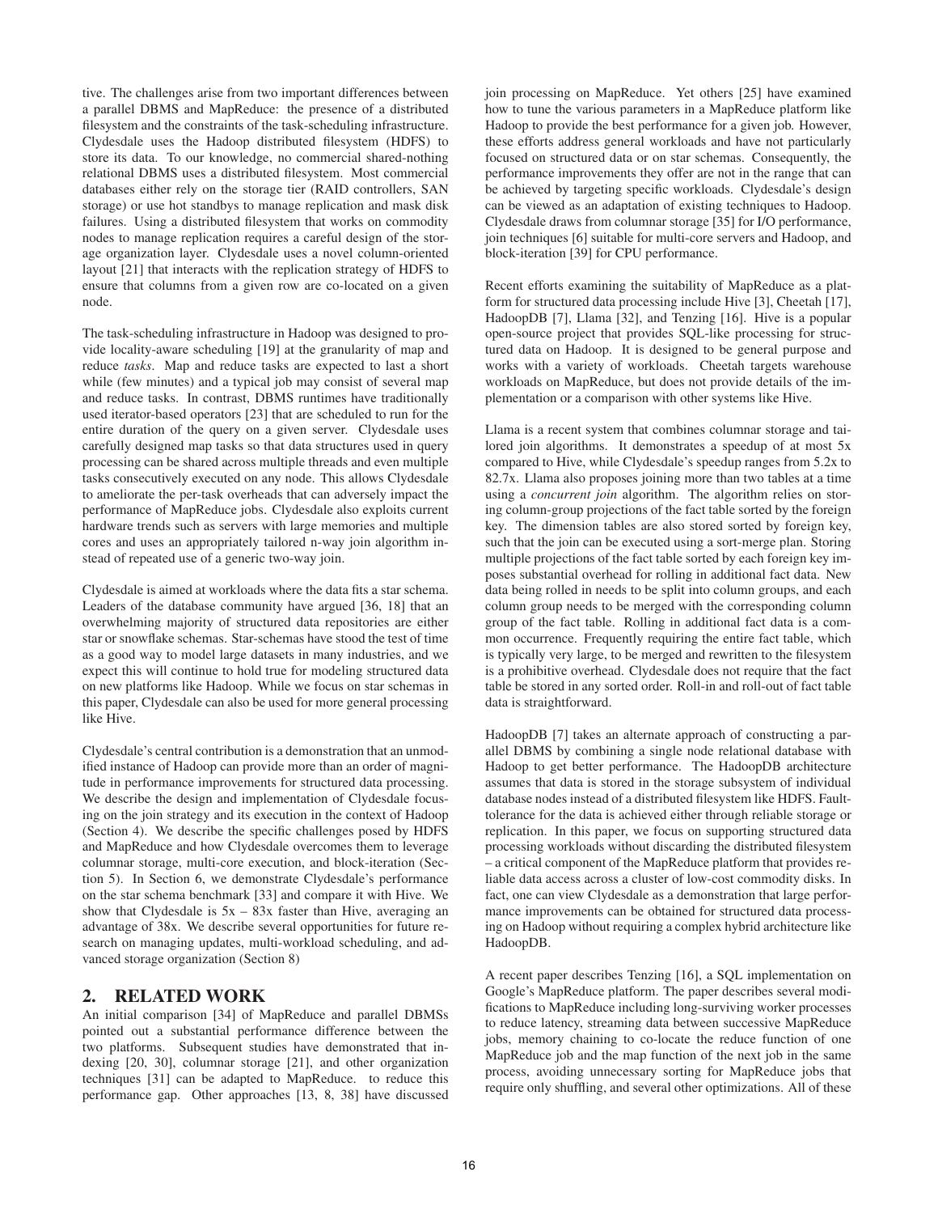tive. The challenges arise from two important differences between a parallel DBMS and MapReduce: the presence of a distributed filesystem and the constraints of the task-scheduling infrastructure. Clydesdale uses the Hadoop distributed filesystem (HDFS) to store its data. To our knowledge, no commercial shared-nothing relational DBMS uses a distributed filesystem. Most commercial databases either rely on the storage tier (RAID controllers, SAN storage) or use hot standbys to manage replication and mask disk failures. Using a distributed filesystem that works on commodity nodes to manage replication requires a careful design of the storage organization layer. Clydesdale uses a novel column-oriented layout [21] that interacts with the replication strategy of HDFS to ensure that columns from a given row are co-located on a given node.

The task-scheduling infrastructure in Hadoop was designed to provide locality-aware scheduling [19] at the granularity of map and reduce *tasks*. Map and reduce tasks are expected to last a short while (few minutes) and a typical job may consist of several map and reduce tasks. In contrast, DBMS runtimes have traditionally used iterator-based operators [23] that are scheduled to run for the entire duration of the query on a given server. Clydesdale uses carefully designed map tasks so that data structures used in query processing can be shared across multiple threads and even multiple tasks consecutively executed on any node. This allows Clydesdale to ameliorate the per-task overheads that can adversely impact the performance of MapReduce jobs. Clydesdale also exploits current hardware trends such as servers with large memories and multiple cores and uses an appropriately tailored n-way join algorithm instead of repeated use of a generic two-way join.

Clydesdale is aimed at workloads where the data fits a star schema. Leaders of the database community have argued [36, 18] that an overwhelming majority of structured data repositories are either star or snowflake schemas. Star-schemas have stood the test of time as a good way to model large datasets in many industries, and we expect this will continue to hold true for modeling structured data on new platforms like Hadoop. While we focus on star schemas in this paper, Clydesdale can also be used for more general processing like Hive.

Clydesdale's central contribution is a demonstration that an unmodified instance of Hadoop can provide more than an order of magnitude in performance improvements for structured data processing. We describe the design and implementation of Clydesdale focusing on the join strategy and its execution in the context of Hadoop (Section 4). We describe the specific challenges posed by HDFS and MapReduce and how Clydesdale overcomes them to leverage columnar storage, multi-core execution, and block-iteration (Section 5). In Section 6, we demonstrate Clydesdale's performance on the star schema benchmark [33] and compare it with Hive. We show that Clydesdale is 5x – 83x faster than Hive, averaging an advantage of 38x. We describe several opportunities for future research on managing updates, multi-workload scheduling, and advanced storage organization (Section 8)

## 2. RELATED WORK

An initial comparison [34] of MapReduce and parallel DBMSs pointed out a substantial performance difference between the two platforms. Subsequent studies have demonstrated that indexing [20, 30], columnar storage [21], and other organization techniques [31] can be adapted to MapReduce. to reduce this performance gap. Other approaches [13, 8, 38] have discussed join processing on MapReduce. Yet others [25] have examined how to tune the various parameters in a MapReduce platform like Hadoop to provide the best performance for a given job. However, these efforts address general workloads and have not particularly focused on structured data or on star schemas. Consequently, the performance improvements they offer are not in the range that can be achieved by targeting specific workloads. Clydesdale's design can be viewed as an adaptation of existing techniques to Hadoop. Clydesdale draws from columnar storage [35] for I/O performance, join techniques [6] suitable for multi-core servers and Hadoop, and block-iteration [39] for CPU performance.

Recent efforts examining the suitability of MapReduce as a platform for structured data processing include Hive [3], Cheetah [17], HadoopDB [7], Llama [32], and Tenzing [16]. Hive is a popular open-source project that provides SQL-like processing for structured data on Hadoop. It is designed to be general purpose and works with a variety of workloads. Cheetah targets warehouse workloads on MapReduce, but does not provide details of the implementation or a comparison with other systems like Hive.

Llama is a recent system that combines columnar storage and tailored join algorithms. It demonstrates a speedup of at most 5x compared to Hive, while Clydesdale's speedup ranges from 5.2x to 82.7x. Llama also proposes joining more than two tables at a time using a *concurrent join* algorithm. The algorithm relies on storing column-group projections of the fact table sorted by the foreign key. The dimension tables are also stored sorted by foreign key, such that the join can be executed using a sort-merge plan. Storing multiple projections of the fact table sorted by each foreign key imposes substantial overhead for rolling in additional fact data. New data being rolled in needs to be split into column groups, and each column group needs to be merged with the corresponding column group of the fact table. Rolling in additional fact data is a common occurrence. Frequently requiring the entire fact table, which is typically very large, to be merged and rewritten to the filesystem is a prohibitive overhead. Clydesdale does not require that the fact table be stored in any sorted order. Roll-in and roll-out of fact table data is straightforward.

HadoopDB [7] takes an alternate approach of constructing a parallel DBMS by combining a single node relational database with Hadoop to get better performance. The HadoopDB architecture assumes that data is stored in the storage subsystem of individual database nodes instead of a distributed filesystem like HDFS. Fault-tolerance for the data is achieved either through reliable storage or replication. In this paper, we focus on supporting structured data processing workloads without discarding the distributed filesystem – a critical component of the MapReduce platform that provides reliable data access across a cluster of low-cost commodity disks. In fact, one can view Clydesdale as a demonstration that large performance improvements can be obtained for structured data processing on Hadoop without requiring a complex hybrid architecture like HadoopDB.

A recent paper describes Tenzing [16], a SQL implementation on Google's MapReduce platform. The paper describes several modifications to MapReduce including long-surviving worker processes to reduce latency, streaming data between successive MapReduce jobs, memory chaining to co-locate the reduce function of one MapReduce job and the map function of the next job in the same process, avoiding unnecessary sorting for MapReduce jobs that require only shuffling, and several other optimizations. All of these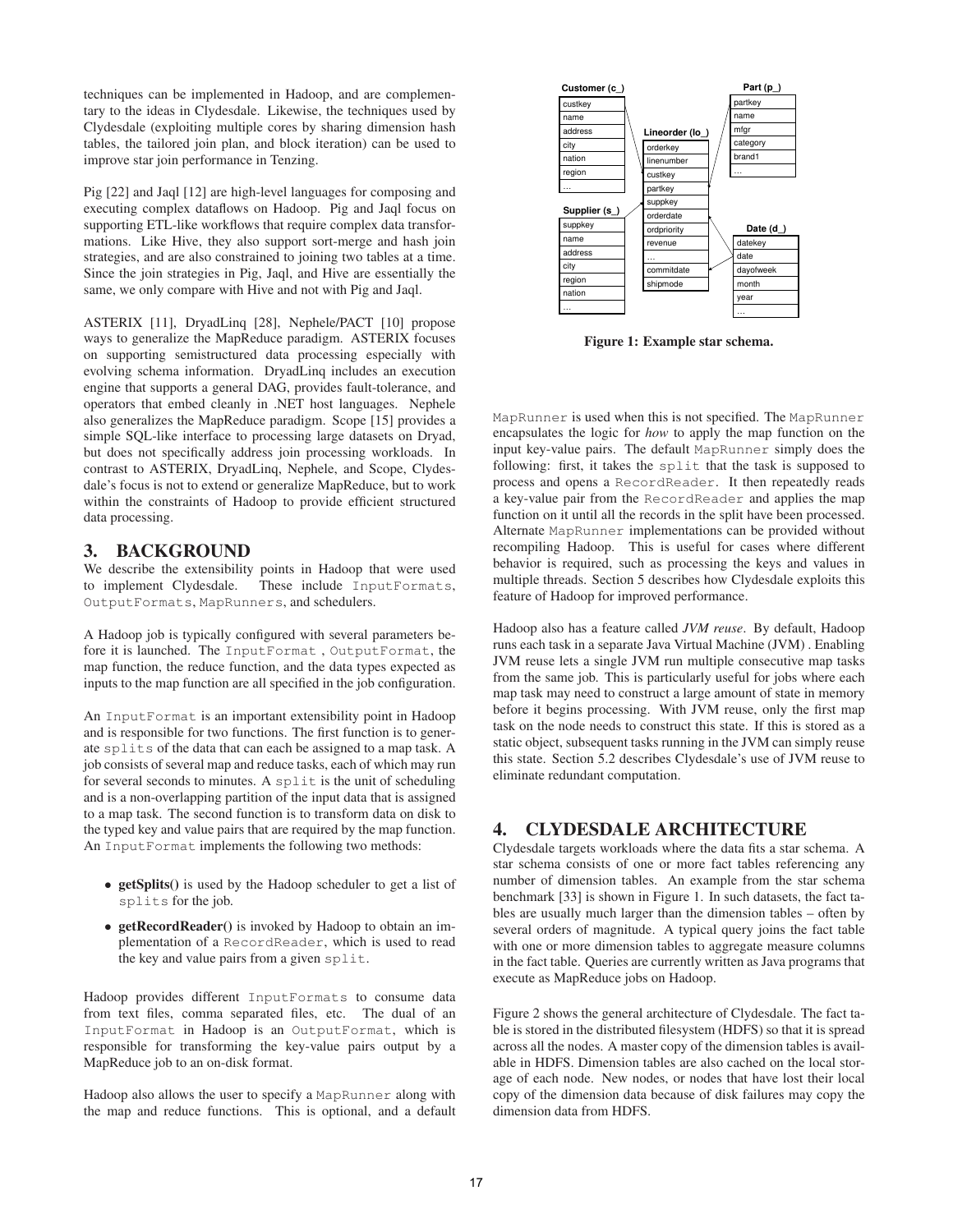techniques can be implemented in Hadoop, and are complementary to the ideas in Clydesdale. Likewise, the techniques used by Clydesdale (exploiting multiple cores by sharing dimension hash tables, the tailored join plan, and block iteration) can be used to improve star join performance in Tenzing.

Pig [22] and Jaql [12] are high-level languages for composing and executing complex dataflows on Hadoop. Pig and Jaql focus on supporting ETL-like workflows that require complex data transformations. Like Hive, they also support sort-merge and hash join strategies, and are also constrained to joining two tables at a time. Since the join strategies in Pig, Jaql, and Hive are essentially the same, we only compare with Hive and not with Pig and Jaql.

ASTERIX [11], DryadLinq [28], Nephele/PACT [10] propose ways to generalize the MapReduce paradigm. ASTERIX focuses on supporting semistructured data processing especially with evolving schema information. DryadLinq includes an execution engine that supports a general DAG, provides fault-tolerance, and operators that embed cleanly in .NET host languages. Nephele also generalizes the MapReduce paradigm. Scope [15] provides a simple SQL-like interface to processing large datasets on Dryad, but does not specifically address join processing workloads. In contrast to ASTERIX, DryadLinq, Nephele, and Scope, Clydesdale's focus is not to extend or generalize MapReduce, but to work within the constraints of Hadoop to provide efficient structured data processing.

## 3. BACKGROUND

We describe the extensibility points in Hadoop that were used to implement Clydesdale. These include `InputFormats`, `OutputFormats`, `MapRunners`, and schedulers.

A Hadoop job is typically configured with several parameters before it is launched. The `InputFormat` , `OutputFormat`, the map function, the reduce function, and the data types expected as inputs to the map function are all specified in the job configuration.

An `InputFormat` is an important extensibility point in Hadoop and is responsible for two functions. The first function is to generate `splits` of the data that can each be assigned to a map task. A job consists of several map and reduce tasks, each of which may run for several seconds to minutes. A `split` is the unit of scheduling and is a non-overlapping partition of the input data that is assigned to a map task. The second function is to transform data on disk to the typed key and value pairs that are required by the map function. An `InputFormat` implements the following two methods:

- **getSplits()** is used by the Hadoop scheduler to get a list of `splits` for the job.
- **getRecordReader()** is invoked by Hadoop to obtain an implementation of a `RecordReader`, which is used to read the key and value pairs from a given `split`.

Hadoop provides different `InputFormats` to consume data from text files, comma separated files, etc. The dual of an `InputFormat` in Hadoop is an `OutputFormat`, which is responsible for transforming the key-value pairs output by a MapReduce job to an on-disk format.

Hadoop also allows the user to specify a `MapRunner` along with the map and reduce functions. This is optional, and a default `MapRunner` is used when this is not specified. The `MapRunner` encapsulates the logic for *how* to apply the map function on the input key-value pairs. The default `MapRunner` simply does the following: first, it takes the `split` that the task is supposed to process and opens a `RecordReader`. It then repeatedly reads a key-value pair from the `RecordReader` and applies the map function on it until all the records in the split have been processed. Alternate `MapRunner` implementations can be provided without recompiling Hadoop. This is useful for cases where different behavior is required, such as processing the keys and values in multiple threads. Section 5 describes how Clydesdale exploits this feature of Hadoop for improved performance.

Hadoop also has a feature called *JVM reuse*. By default, Hadoop runs each task in a separate Java Virtual Machine (JVM) . Enabling JVM reuse lets a single JVM run multiple consecutive map tasks from the same job. This is particularly useful for jobs where each map task may need to construct a large amount of state in memory before it begins processing. With JVM reuse, only the first map task on the node needs to construct this state. If this is stored as a static object, subsequent tasks running in the JVM can simply reuse this state. Section 5.2 describes Clydesdale's use of JVM reuse to eliminate redundant computation.

| Customer (c_) | Lineorder (lo_) | Part (p_) |
|---|---|---|
| custkey | orderkey | partkey |
| name | linenumber | name |
| address | custkey | mfgr |
| city | partkey | category |
| nation | suppkey | brand1 |
| region | orderdate | … |
| … | ordpriority | |
| | revenue | |
| | … | |
| | commitdate | |
| | shipmode | |

| Supplier (s_) | Date (d_) |
|---|---|
| suppkey | datekey |
| name | date |
| address | dayofweek |
| city | month |
| region | year |
| nation | … |
| … | |

**Figure 1: Example star schema.**

## 4. CLYDESDALE ARCHITECTURE

Clydesdale targets workloads where the data fits a star schema. A star schema consists of one or more fact tables referencing any number of dimension tables. An example from the star schema benchmark [33] is shown in Figure 1. In such datasets, the fact tables are usually much larger than the dimension tables – often by several orders of magnitude. A typical query joins the fact table with one or more dimension tables to aggregate measure columns in the fact table. Queries are currently written as Java programs that execute as MapReduce jobs on Hadoop.

Figure 2 shows the general architecture of Clydesdale. The fact table is stored in the distributed filesystem (HDFS) so that it is spread across all the nodes. A master copy of the dimension tables is available in HDFS. Dimension tables are also cached on the local storage of each node. New nodes, or nodes that have lost their local copy of the dimension data because of disk failures may copy the dimension data from HDFS.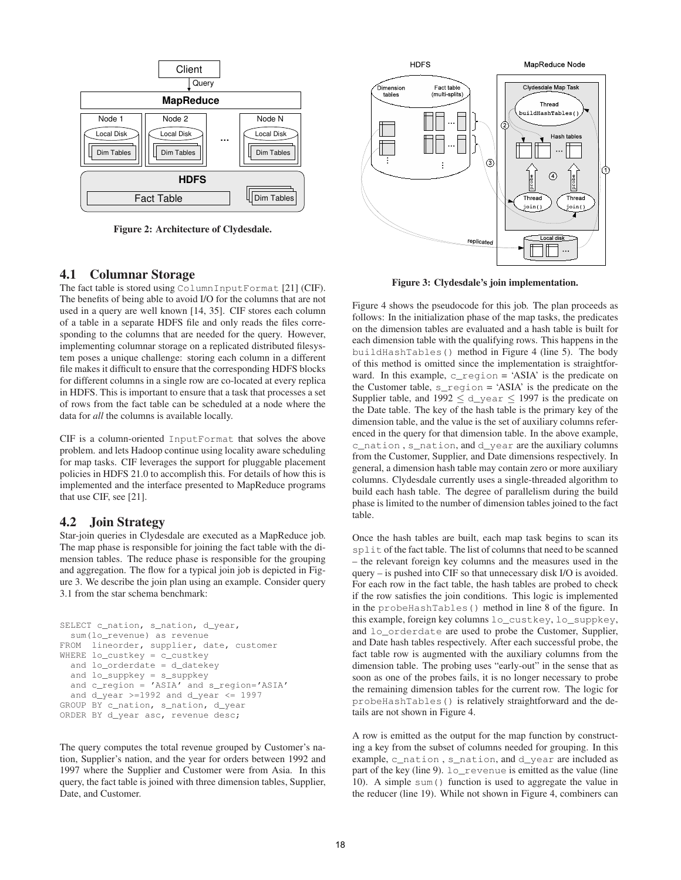Figure 2: Architecture of Clydesdale.

### 4.1 Columnar Storage

The fact table is stored using `ColumnInputFormat` [21] (CIF). The benefits of being able to avoid I/O for the columns that are not used in a query are well known [14, 35]. CIF stores each column of a table in a separate HDFS file and only reads the files corresponding to the columns that are needed for the query. However, implementing columnar storage on a replicated distributed filesystem poses a unique challenge: storing each column in a different file makes it difficult to ensure that the corresponding HDFS blocks for different columns in a single row are co-located at every replica in HDFS. This is important to ensure that a task that processes a set of rows from the fact table can be scheduled at a node where the data for *all* the columns is available locally.

CIF is a column-oriented `InputFormat` that solves the above problem. and lets Hadoop continue using locality aware scheduling for map tasks. CIF leverages the support for pluggable placement policies in HDFS 21.0 to accomplish this. For details of how this is implemented and the interface presented to MapReduce programs that use CIF, see [21].

### 4.2 Join Strategy

Star-join queries in Clydesdale are executed as a MapReduce job. The map phase is responsible for joining the fact table with the dimension tables. The reduce phase is responsible for the grouping and aggregation. The flow for a typical join job is depicted in Figure 3. We describe the join plan using an example. Consider query 3.1 from the star schema benchmark:

```
SELECT c_nation, s_nation, d_year,
  sum(lo_revenue) as revenue
FROM  lineorder, supplier, date, customer
WHERE lo_custkey = c_custkey
  and lo_orderdate = d_datekey
  and lo_suppkey = s_suppkey
  and c_region = 'ASIA' and s_region='ASIA'
  and d_year >=1992 and d_year <= 1997
GROUP BY c_nation, s_nation, d_year
ORDER BY d_year asc, revenue desc;
```

The query computes the total revenue grouped by Customer's nation, Supplier's nation, and the year for orders between 1992 and 1997 where the Supplier and Customer were from Asia. In this query, the fact table is joined with three dimension tables, Supplier, Date, and Customer.

Figure 3: Clydesdale's join implementation.

Figure 4 shows the pseudocode for this job. The plan proceeds as follows: In the initialization phase of the map tasks, the predicates on the dimension tables are evaluated and a hash table is built for each dimension table with the qualifying rows. This happens in the `buildHashTables()` method in Figure 4 (line 5). The body of this method is omitted since the implementation is straightforward. In this example, `c_region` = 'ASIA' is the predicate on the Customer table, `s_region` = 'ASIA' is the predicate on the Supplier table, and 1992 ≤ `d_year` ≤ 1997 is the predicate on the Date table. The key of the hash table is the primary key of the dimension table, and the value is the set of auxiliary columns referenced in the query for that dimension table. In the above example, `c_nation` , `s_nation`, and `d_year` are the auxiliary columns from the Customer, Supplier, and Date dimensions respectively. In general, a dimension hash table may contain zero or more auxiliary columns. Clydesdale currently uses a single-threaded algorithm to build each hash table. The degree of parallelism during the build phase is limited to the number of dimension tables joined to the fact table.

Once the hash tables are built, each map task begins to scan its `split` of the fact table. The list of columns that need to be scanned – the relevant foreign key columns and the measures used in the query – is pushed into CIF so that unnecessary disk I/O is avoided. For each row in the fact table, the hash tables are probed to check if the row satisfies the join conditions. This logic is implemented in the `probeHashTables()` method in line 8 of the figure. In this example, foreign key columns `lo_custkey`, `lo_suppkey`, and `lo_orderdate` are used to probe the Customer, Supplier, and Date hash tables respectively. After each successful probe, the fact table row is augmented with the auxiliary columns from the dimension table. The probing uses "early-out" in the sense that as soon as one of the probes fails, it is no longer necessary to probe the remaining dimension tables for the current row. The logic for `probeHashTables()` is relatively straightforward and the details are not shown in Figure 4.

A row is emitted as the output for the map function by constructing a key from the subset of columns needed for grouping. In this example, `c_nation` , `s_nation`, and `d_year` are included as part of the key (line 9). `lo_revenue` is emitted as the value (line 10). A simple `sum()` function is used to aggregate the value in the reducer (line 19). While not shown in Figure 4, combiners can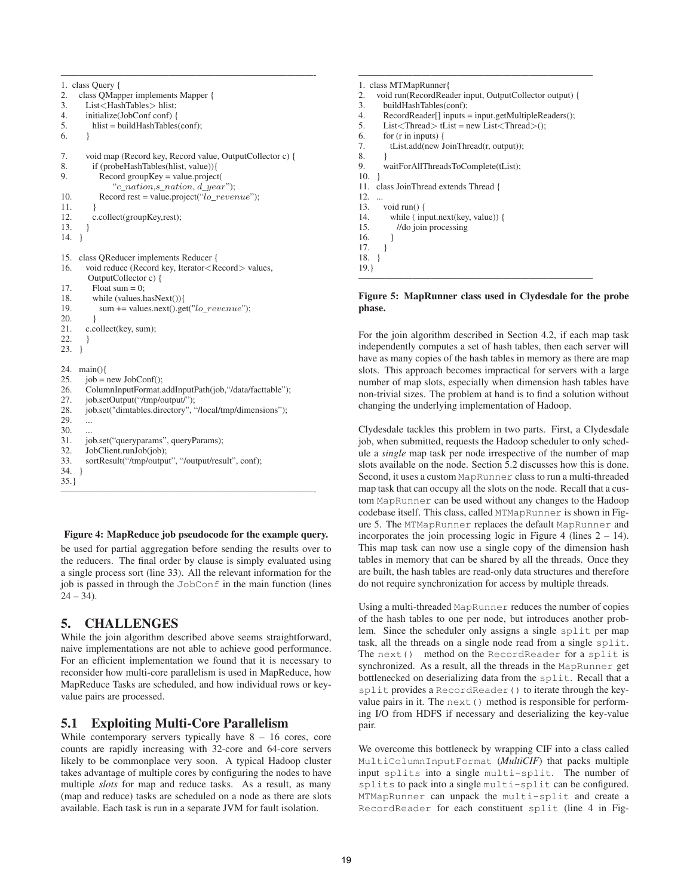```
1.  class Query {
2.    class QMapper implements Mapper {
3.      List<HashTables> hlist;
4.      initialize(JobConf conf) {
5.        hlist = buildHashTables(conf);
6.      }

7.      void map (Record key, Record value, OutputCollector c) {
8.        if (probeHashTables(hlist, value)){
9.          Record groupKey = value.project(
              "c_nation,s_nation, d_year");
10.         Record rest = value.project("lo_revenue");
11.       }
12.       c.collect(groupKey,rest);
13.     }
14.   }

15.   class QReducer implements Reducer {
16.     void reduce (Record key, Iterator<Record> values,
        OutputCollector c) {
17.       Float sum = 0;
18.       while (values.hasNext()){
19.         sum += values.next().get("lo_revenue");
20.       }
21.     c.collect(key, sum);
22.     }
23.   }

24.   main(){
25.     job = new JobConf();
26.     ColumnInputFormat.addInputPath(job,"/data/facttable");
27.     job.setOutput("/tmp/output/");
28.     job.set("dimtables.directory", "/local/tmp/dimensions");
29.     ...
30.     ...
31.     job.set("queryparams", queryParams);
32.     JobClient.runJob(job);
33.     sortResult("/tmp/output", "/output/result", conf);
34.   }
35.}
```

**Figure 4: MapReduce job pseudocode for the example query.**

be used for partial aggregation before sending the results over to the reducers. The final order by clause is simply evaluated using a single process sort (line 33). All the relevant information for the job is passed in through the `JobConf` in the main function (lines 24 – 34).

## 5. CHALLENGES

While the join algorithm described above seems straightforward, naive implementations are not able to achieve good performance. For an efficient implementation we found that it is necessary to reconsider how multi-core parallelism is used in MapReduce, how MapReduce Tasks are scheduled, and how individual rows or key-value pairs are processed.

### 5.1 Exploiting Multi-Core Parallelism

While contemporary servers typically have 8 – 16 cores, core counts are rapidly increasing with 32-core and 64-core servers likely to be commonplace very soon. A typical Hadoop cluster takes advantage of multiple cores by configuring the nodes to have multiple *slots* for map and reduce tasks. As a result, as many (map and reduce) tasks are scheduled on a node as there are slots available. Each task is run in a separate JVM for fault isolation.

```
1.  class MTMapRunner{
2.    void run(RecordReader input, OutputCollector output) {
3.      buildHashTables(conf);
4.      RecordReader[] inputs = input.getMultipleReaders();
5.      List<Thread> tList = new List<Thread>();
6.      for (r in inputs) {
7.        tList.add(new JoinThread(r, output));
8.      }
9.      waitForAllThreadsToComplete(tList);
10.   }
11.   class JoinThread extends Thread {
12.   ...
13.     void run() {
14.       while ( input.next(key, value)) {
15.         //do join processing
16.       }
17.     }
18.   }
19.}
```

**Figure 5: MapRunner class used in Clydesdale for the probe phase.**

For the join algorithm described in Section 4.2, if each map task independently computes a set of hash tables, then each server will have as many copies of the hash tables in memory as there are map slots. This approach becomes impractical for servers with a large number of map slots, especially when dimension hash tables have non-trivial sizes. The problem at hand is to find a solution without changing the underlying implementation of Hadoop.

Clydesdale tackles this problem in two parts. First, a Clydesdale job, when submitted, requests the Hadoop scheduler to only schedule a *single* map task per node irrespective of the number of map slots available on the node. Section 5.2 discusses how this is done. Second, it uses a custom `MapRunner` class to run a multi-threaded map task that can occupy all the slots on the node. Recall that a custom `MapRunner` can be used without any changes to the Hadoop codebase itself. This class, called `MTMapRunner` is shown in Figure 5. The `MTMapRunner` replaces the default `MapRunner` and incorporates the join processing logic in Figure 4 (lines 2 – 14). This map task can now use a single copy of the dimension hash tables in memory that can be shared by all the threads. Once they are built, the hash tables are read-only data structures and therefore do not require synchronization for access by multiple threads.

Using a multi-threaded `MapRunner` reduces the number of copies of the hash tables to one per node, but introduces another problem. Since the scheduler only assigns a single `split` per map task, all the threads on a single node read from a single `split`. The `next()` method on the `RecordReader` for a `split` is synchronized. As a result, all the threads in the `MapRunner` get bottlenecked on deserializing data from the `split`. Recall that a `split` provides a `RecordReader()` to iterate through the key-value pairs in it. The `next()` method is responsible for performing I/O from HDFS if necessary and deserializing the key-value pair.

We overcome this bottleneck by wrapping CIF into a class called `MultiColumnInputFormat` (*MultiCIF*) that packs multiple input `splits` into a single `multi-split`. The number of `splits` to pack into a single `multi-split` can be configured. `MTMapRunner` can unpack the `multi-split` and create a `RecordReader` for each constituent `split` (line 4 in Fig-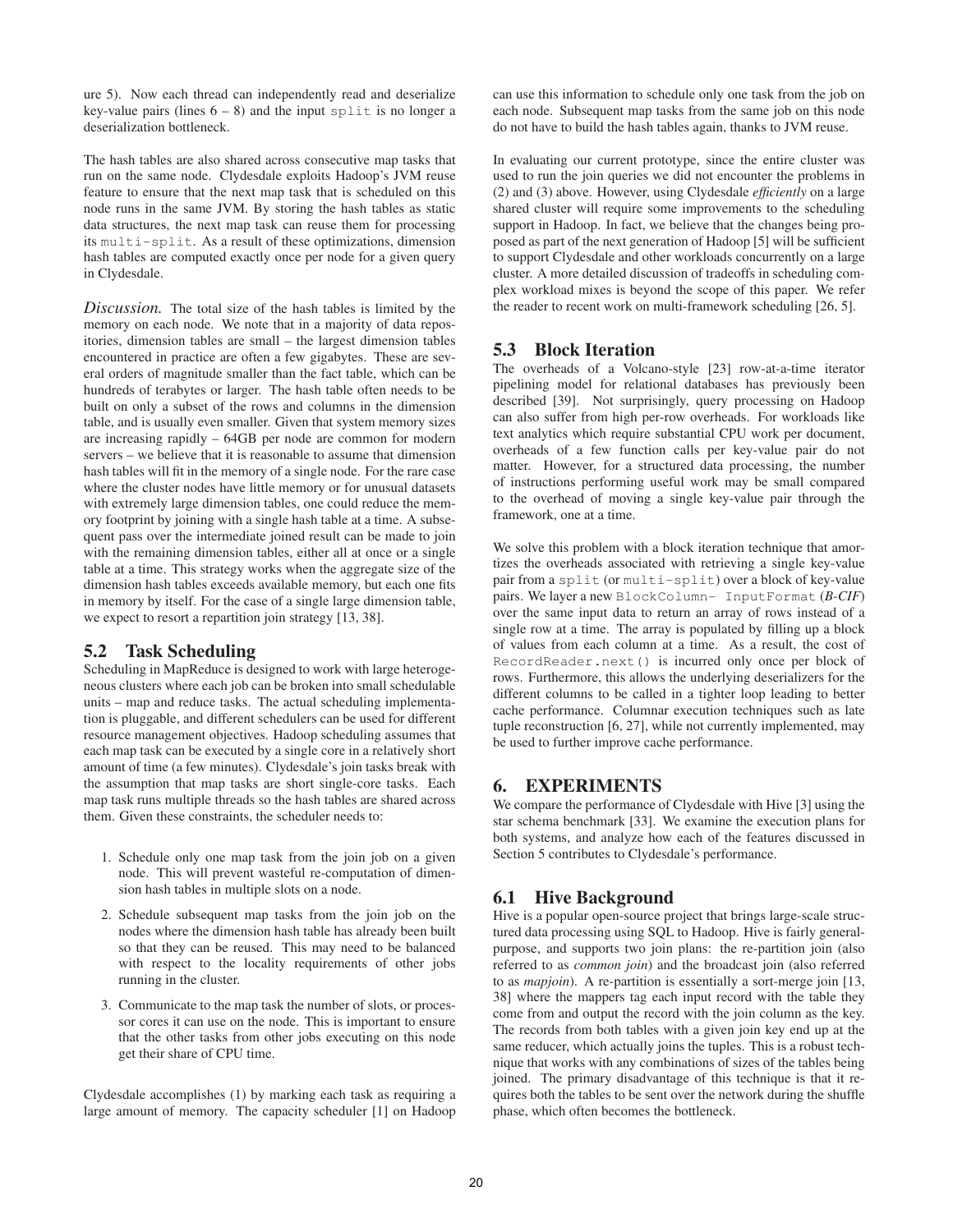ure 5). Now each thread can independently read and deserialize key-value pairs (lines 6 – 8) and the input `split` is no longer a deserialization bottleneck.

The hash tables are also shared across consecutive map tasks that run on the same node. Clydesdale exploits Hadoop's JVM reuse feature to ensure that the next map task that is scheduled on this node runs in the same JVM. By storing the hash tables as static data structures, the next map task can reuse them for processing its `multi-split`. As a result of these optimizations, dimension hash tables are computed exactly once per node for a given query in Clydesdale.

*Discussion.* The total size of the hash tables is limited by the memory on each node. We note that in a majority of data repositories, dimension tables are small – the largest dimension tables encountered in practice are often a few gigabytes. These are several orders of magnitude smaller than the fact table, which can be hundreds of terabytes or larger. The hash table often needs to be built on only a subset of the rows and columns in the dimension table, and is usually even smaller. Given that system memory sizes are increasing rapidly – 64GB per node are common for modern servers – we believe that it is reasonable to assume that dimension hash tables will fit in the memory of a single node. For the rare case where the cluster nodes have little memory or for unusual datasets with extremely large dimension tables, one could reduce the memory footprint by joining with a single hash table at a time. A subsequent pass over the intermediate joined result can be made to join with the remaining dimension tables, either all at once or a single table at a time. This strategy works when the aggregate size of the dimension hash tables exceeds available memory, but each one fits in memory by itself. For the case of a single large dimension table, we expect to resort a repartition join strategy [13, 38].

## 5.2 Task Scheduling

Scheduling in MapReduce is designed to work with large heterogeneous clusters where each job can be broken into small schedulable units – map and reduce tasks. The actual scheduling implementation is pluggable, and different schedulers can be used for different resource management objectives. Hadoop scheduling assumes that each map task can be executed by a single core in a relatively short amount of time (a few minutes). Clydesdale's join tasks break with the assumption that map tasks are short single-core tasks. Each map task runs multiple threads so the hash tables are shared across them. Given these constraints, the scheduler needs to:

1. Schedule only one map task from the join job on a given node. This will prevent wasteful re-computation of dimension hash tables in multiple slots on a node.
2. Schedule subsequent map tasks from the join job on the nodes where the dimension hash table has already been built so that they can be reused. This may need to be balanced with respect to the locality requirements of other jobs running in the cluster.
3. Communicate to the map task the number of slots, or processor cores it can use on the node. This is important to ensure that the other tasks from other jobs executing on this node get their share of CPU time.

Clydesdale accomplishes (1) by marking each task as requiring a large amount of memory. The capacity scheduler [1] on Hadoop can use this information to schedule only one task from the job on each node. Subsequent map tasks from the same job on this node do not have to build the hash tables again, thanks to JVM reuse.

In evaluating our current prototype, since the entire cluster was used to run the join queries we did not encounter the problems in (2) and (3) above. However, using Clydesdale *efficiently* on a large shared cluster will require some improvements to the scheduling support in Hadoop. In fact, we believe that the changes being proposed as part of the next generation of Hadoop [5] will be sufficient to support Clydesdale and other workloads concurrently on a large cluster. A more detailed discussion of tradeoffs in scheduling complex workload mixes is beyond the scope of this paper. We refer the reader to recent work on multi-framework scheduling [26, 5].

## 5.3 Block Iteration

The overheads of a Volcano-style [23] row-at-a-time iterator pipelining model for relational databases has previously been described [39]. Not surprisingly, query processing on Hadoop can also suffer from high per-row overheads. For workloads like text analytics which require substantial CPU work per document, overheads of a few function calls per key-value pair do not matter. However, for a structured data processing, the number of instructions performing useful work may be small compared to the overhead of moving a single key-value pair through the framework, one at a time.

We solve this problem with a block iteration technique that amortizes the overheads associated with retrieving a single key-value pair from a `split` (or `multi-split`) over a block of key-value pairs. We layer a new `BlockColumn- InputFormat` (***B-CIF***) over the same input data to return an array of rows instead of a single row at a time. The array is populated by filling up a block of values from each column at a time. As a result, the cost of `RecordReader.next()` is incurred only once per block of rows. Furthermore, this allows the underlying deserializers for the different columns to be called in a tighter loop leading to better cache performance. Columnar execution techniques such as late tuple reconstruction [6, 27], while not currently implemented, may be used to further improve cache performance.

# 6. EXPERIMENTS

We compare the performance of Clydesdale with Hive [3] using the star schema benchmark [33]. We examine the execution plans for both systems, and analyze how each of the features discussed in Section 5 contributes to Clydesdale's performance.

## 6.1 Hive Background

Hive is a popular open-source project that brings large-scale structured data processing using SQL to Hadoop. Hive is fairly general-purpose, and supports two join plans: the re-partition join (also referred to as *common join*) and the broadcast join (also referred to as *mapjoin*). A re-partition is essentially a sort-merge join [13, 38] where the mappers tag each input record with the table they come from and output the record with the join column as the key. The records from both tables with a given join key end up at the same reducer, which actually joins the tuples. This is a robust technique that works with any combinations of sizes of the tables being joined. The primary disadvantage of this technique is that it requires both the tables to be sent over the network during the shuffle phase, which often becomes the bottleneck.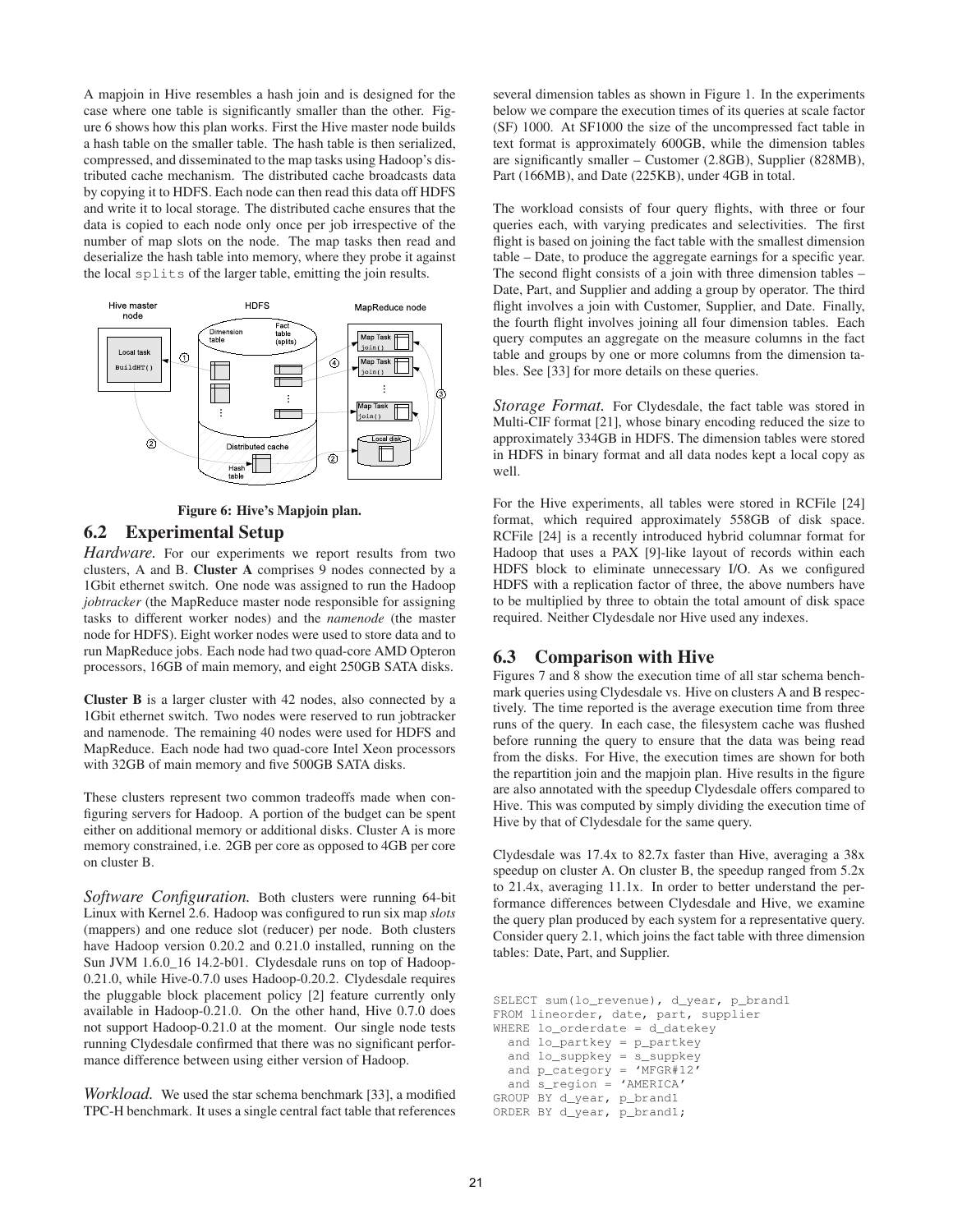A mapjoin in Hive resembles a hash join and is designed for the case where one table is significantly smaller than the other. Figure 6 shows how this plan works. First the Hive master node builds a hash table on the smaller table. The hash table is then serialized, compressed, and disseminated to the map tasks using Hadoop's distributed cache mechanism. The distributed cache broadcasts data by copying it to HDFS. Each node can then read this data off HDFS and write it to local storage. The distributed cache ensures that the data is copied to each node only once per job irrespective of the number of map slots on the node. The map tasks then read and deserialize the hash table into memory, where they probe it against the local `splits` of the larger table, emitting the join results.

**Figure 6: Hive's Mapjoin plan.**

## 6.2 Experimental Setup

*Hardware.* For our experiments we report results from two clusters, A and B. **Cluster A** comprises 9 nodes connected by a 1Gbit ethernet switch. One node was assigned to run the Hadoop *jobtracker* (the MapReduce master node responsible for assigning tasks to different worker nodes) and the *namenode* (the master node for HDFS). Eight worker nodes were used to store data and to run MapReduce jobs. Each node had two quad-core AMD Opteron processors, 16GB of main memory, and eight 250GB SATA disks.

**Cluster B** is a larger cluster with 42 nodes, also connected by a 1Gbit ethernet switch. Two nodes were reserved to run jobtracker and namenode. The remaining 40 nodes were used for HDFS and MapReduce. Each node had two quad-core Intel Xeon processors with 32GB of main memory and five 500GB SATA disks.

These clusters represent two common tradeoffs made when configuring servers for Hadoop. A portion of the budget can be spent either on additional memory or additional disks. Cluster A is more memory constrained, i.e. 2GB per core as opposed to 4GB per core on cluster B.

*Software Configuration.* Both clusters were running 64-bit Linux with Kernel 2.6. Hadoop was configured to run six map *slots* (mappers) and one reduce slot (reducer) per node. Both clusters have Hadoop version 0.20.2 and 0.21.0 installed, running on the Sun JVM 1.6.0_16 14.2-b01. Clydesdale runs on top of Hadoop-0.21.0, while Hive-0.7.0 uses Hadoop-0.20.2. Clydesdale requires the pluggable block placement policy [2] feature currently only available in Hadoop-0.21.0. On the other hand, Hive 0.7.0 does not support Hadoop-0.21.0 at the moment. Our single node tests running Clydesdale confirmed that there was no significant performance difference between using either version of Hadoop.

*Workload.* We used the star schema benchmark [33], a modified TPC-H benchmark. It uses a single central fact table that references several dimension tables as shown in Figure 1. In the experiments below we compare the execution times of its queries at scale factor (SF) 1000. At SF1000 the size of the uncompressed fact table in text format is approximately 600GB, while the dimension tables are significantly smaller – Customer (2.8GB), Supplier (828MB), Part (166MB), and Date (225KB), under 4GB in total.

The workload consists of four query flights, with three or four queries each, with varying predicates and selectivities. The first flight is based on joining the fact table with the smallest dimension table – Date, to produce the aggregate earnings for a specific year. The second flight consists of a join with three dimension tables – Date, Part, and Supplier and adding a group by operator. The third flight involves a join with Customer, Supplier, and Date. Finally, the fourth flight involves joining all four dimension tables. Each query computes an aggregate on the measure columns in the fact table and groups by one or more columns from the dimension tables. See [33] for more details on these queries.

*Storage Format.* For Clydesdale, the fact table was stored in Multi-CIF format [21], whose binary encoding reduced the size to approximately 334GB in HDFS. The dimension tables were stored in HDFS in binary format and all data nodes kept a local copy as well.

For the Hive experiments, all tables were stored in RCFile [24] format, which required approximately 558GB of disk space. RCFile [24] is a recently introduced hybrid columnar format for Hadoop that uses a PAX [9]-like layout of records within each HDFS block to eliminate unnecessary I/O. As we configured HDFS with a replication factor of three, the above numbers have to be multiplied by three to obtain the total amount of disk space required. Neither Clydesdale nor Hive used any indexes.

## 6.3 Comparison with Hive

Figures 7 and 8 show the execution time of all star schema benchmark queries using Clydesdale vs. Hive on clusters A and B respectively. The time reported is the average execution time from three runs of the query. In each case, the filesystem cache was flushed before running the query to ensure that the data was being read from the disks. For Hive, the execution times are shown for both the repartition join and the mapjoin plan. Hive results in the figure are also annotated with the speedup Clydesdale offers compared to Hive. This was computed by simply dividing the execution time of Hive by that of Clydesdale for the same query.

Clydesdale was 17.4x to 82.7x faster than Hive, averaging a 38x speedup on cluster A. On cluster B, the speedup ranged from 5.2x to 21.4x, averaging 11.1x. In order to better understand the performance differences between Clydesdale and Hive, we examine the query plan produced by each system for a representative query. Consider query 2.1, which joins the fact table with three dimension tables: Date, Part, and Supplier.

```
SELECT sum(lo_revenue), d_year, p_brand1
FROM lineorder, date, part, supplier
WHERE lo_orderdate = d_datekey
  and lo_partkey = p_partkey
  and lo_suppkey = s_suppkey
  and p_category = 'MFGR#12'
  and s_region = 'AMERICA'
GROUP BY d_year, p_brand1
ORDER BY d_year, p_brand1;
```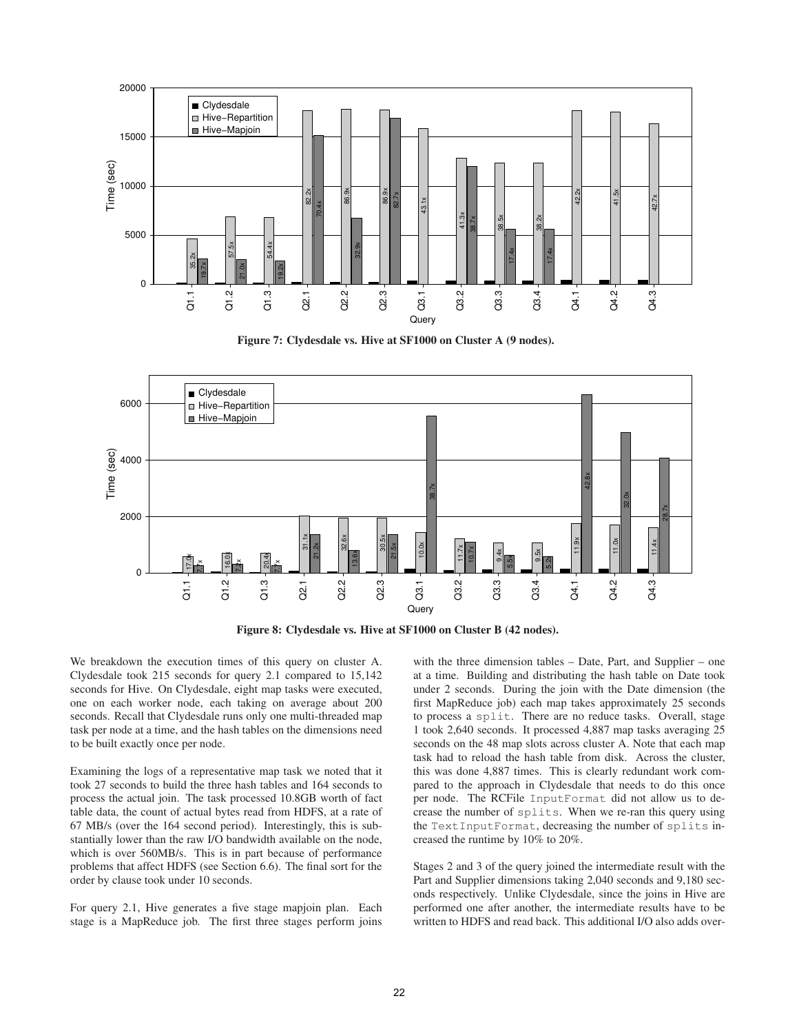Figure 7: Clydesdale vs. Hive at SF1000 on Cluster A (9 nodes).

Figure 8: Clydesdale vs. Hive at SF1000 on Cluster B (42 nodes).

We breakdown the execution times of this query on cluster A. Clydesdale took 215 seconds for query 2.1 compared to 15,142 seconds for Hive. On Clydesdale, eight map tasks were executed, one on each worker node, each taking on average about 200 seconds. Recall that Clydesdale runs only one multi-threaded map task per node at a time, and the hash tables on the dimensions need to be built exactly once per node.

Examining the logs of a representative map task we noted that it took 27 seconds to build the three hash tables and 164 seconds to process the actual join. The task processed 10.8GB worth of fact table data, the count of actual bytes read from HDFS, at a rate of 67 MB/s (over the 164 second period). Interestingly, this is substantially lower than the raw I/O bandwidth available on the node, which is over 560MB/s. This is in part because of performance problems that affect HDFS (see Section 6.6). The final sort for the order by clause took under 10 seconds.

For query 2.1, Hive generates a five stage mapjoin plan. Each stage is a MapReduce job. The first three stages perform joins with the three dimension tables – Date, Part, and Supplier – one at a time. Building and distributing the hash table on Date took under 2 seconds. During the join with the Date dimension (the first MapReduce job) each map takes approximately 25 seconds to process a `split`. There are no reduce tasks. Overall, stage 1 took 2,640 seconds. It processed 4,887 map tasks averaging 25 seconds on the 48 map slots across cluster A. Note that each map task had to reload the hash table from disk. Across the cluster, this was done 4,887 times. This is clearly redundant work compared to the approach in Clydesdale that needs to do this once per node. The RCFile `InputFormat` did not allow us to decrease the number of `splits`. When we re-ran this query using the `TextInputFormat`, decreasing the number of `splits` increased the runtime by 10% to 20%.

Stages 2 and 3 of the query joined the intermediate result with the Part and Supplier dimensions taking 2,040 seconds and 9,180 seconds respectively. Unlike Clydesdale, since the joins in Hive are performed one after another, the intermediate results have to be written to HDFS and read back. This additional I/O also adds over-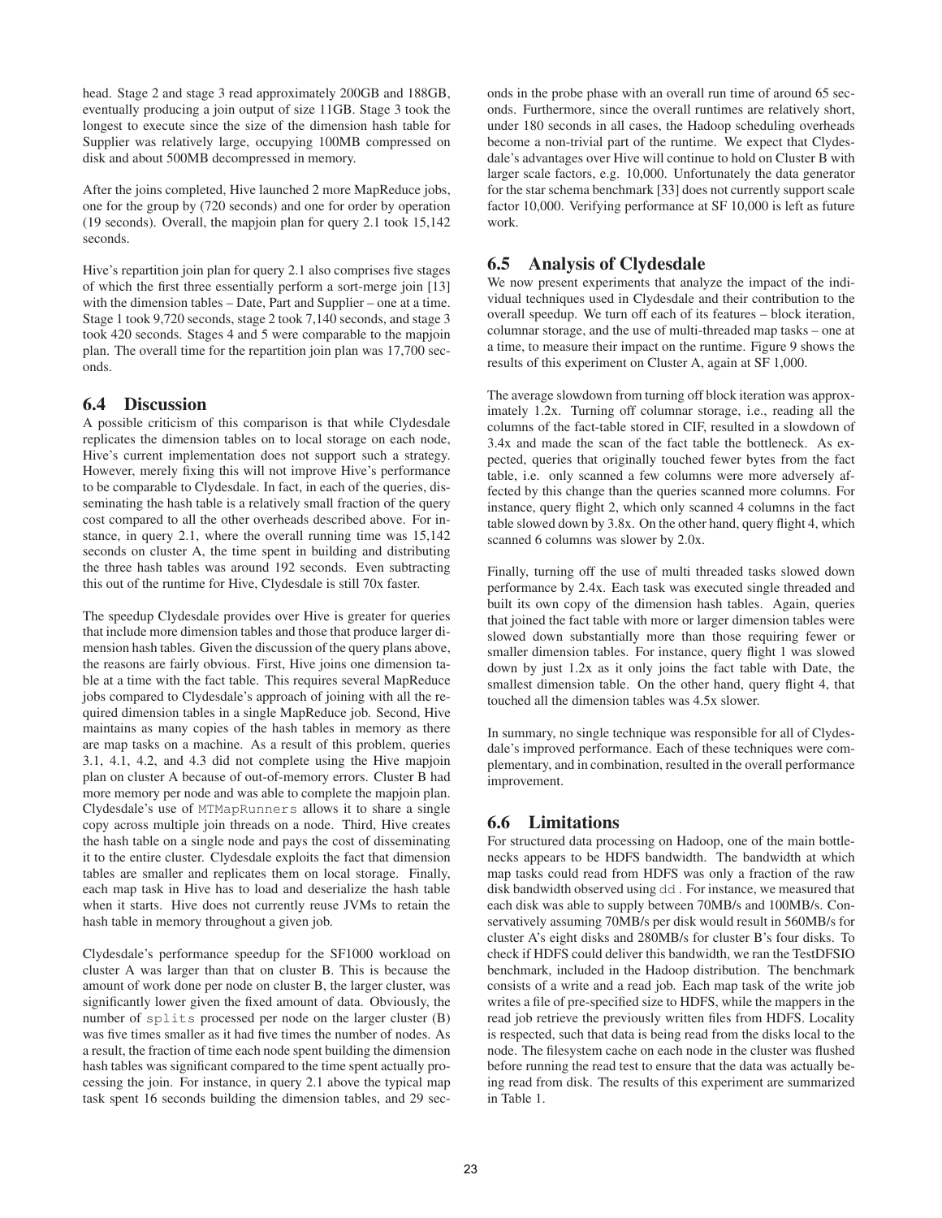head. Stage 2 and stage 3 read approximately 200GB and 188GB, eventually producing a join output of size 11GB. Stage 3 took the longest to execute since the size of the dimension hash table for Supplier was relatively large, occupying 100MB compressed on disk and about 500MB decompressed in memory.

After the joins completed, Hive launched 2 more MapReduce jobs, one for the group by (720 seconds) and one for order by operation (19 seconds). Overall, the mapjoin plan for query 2.1 took 15,142 seconds.

Hive's repartition join plan for query 2.1 also comprises five stages of which the first three essentially perform a sort-merge join [13] with the dimension tables – Date, Part and Supplier – one at a time. Stage 1 took 9,720 seconds, stage 2 took 7,140 seconds, and stage 3 took 420 seconds. Stages 4 and 5 were comparable to the mapjoin plan. The overall time for the repartition join plan was 17,700 seconds.

## 6.4 Discussion

A possible criticism of this comparison is that while Clydesdale replicates the dimension tables on to local storage on each node, Hive's current implementation does not support such a strategy. However, merely fixing this will not improve Hive's performance to be comparable to Clydesdale. In fact, in each of the queries, disseminating the hash table is a relatively small fraction of the query cost compared to all the other overheads described above. For instance, in query 2.1, where the overall running time was 15,142 seconds on cluster A, the time spent in building and distributing the three hash tables was around 192 seconds. Even subtracting this out of the runtime for Hive, Clydesdale is still 70x faster.

The speedup Clydesdale provides over Hive is greater for queries that include more dimension tables and those that produce larger dimension hash tables. Given the discussion of the query plans above, the reasons are fairly obvious. First, Hive joins one dimension table at a time with the fact table. This requires several MapReduce jobs compared to Clydesdale's approach of joining with all the required dimension tables in a single MapReduce job. Second, Hive maintains as many copies of the hash tables in memory as there are map tasks on a machine. As a result of this problem, queries 3.1, 4.1, 4.2, and 4.3 did not complete using the Hive mapjoin plan on cluster A because of out-of-memory errors. Cluster B had more memory per node and was able to complete the mapjoin plan. Clydesdale's use of `MTMapRunners` allows it to share a single copy across multiple join threads on a node. Third, Hive creates the hash table on a single node and pays the cost of disseminating it to the entire cluster. Clydesdale exploits the fact that dimension tables are smaller and replicates them on local storage. Finally, each map task in Hive has to load and deserialize the hash table when it starts. Hive does not currently reuse JVMs to retain the hash table in memory throughout a given job.

Clydesdale's performance speedup for the SF1000 workload on cluster A was larger than that on cluster B. This is because the amount of work done per node on cluster B, the larger cluster, was significantly lower given the fixed amount of data. Obviously, the number of `splits` processed per node on the larger cluster (B) was five times smaller as it had five times the number of nodes. As a result, the fraction of time each node spent building the dimension hash tables was significant compared to the time spent actually processing the join. For instance, in query 2.1 above the typical map task spent 16 seconds building the dimension tables, and 29 seconds in the probe phase with an overall run time of around 65 seconds. Furthermore, since the overall runtimes are relatively short, under 180 seconds in all cases, the Hadoop scheduling overheads become a non-trivial part of the runtime. We expect that Clydesdale's advantages over Hive will continue to hold on Cluster B with larger scale factors, e.g. 10,000. Unfortunately the data generator for the star schema benchmark [33] does not currently support scale factor 10,000. Verifying performance at SF 10,000 is left as future work.

## 6.5 Analysis of Clydesdale

We now present experiments that analyze the impact of the individual techniques used in Clydesdale and their contribution to the overall speedup. We turn off each of its features – block iteration, columnar storage, and the use of multi-threaded map tasks – one at a time, to measure their impact on the runtime. Figure 9 shows the results of this experiment on Cluster A, again at SF 1,000.

The average slowdown from turning off block iteration was approximately 1.2x. Turning off columnar storage, i.e., reading all the columns of the fact-table stored in CIF, resulted in a slowdown of 3.4x and made the scan of the fact table the bottleneck. As expected, queries that originally touched fewer bytes from the fact table, i.e. only scanned a few columns were more adversely affected by this change than the queries scanned more columns. For instance, query flight 2, which only scanned 4 columns in the fact table slowed down by 3.8x. On the other hand, query flight 4, which scanned 6 columns was slower by 2.0x.

Finally, turning off the use of multi threaded tasks slowed down performance by 2.4x. Each task was executed single threaded and built its own copy of the dimension hash tables. Again, queries that joined the fact table with more or larger dimension tables were slowed down substantially more than those requiring fewer or smaller dimension tables. For instance, query flight 1 was slowed down by just 1.2x as it only joins the fact table with Date, the smallest dimension table. On the other hand, query flight 4, that touched all the dimension tables was 4.5x slower.

In summary, no single technique was responsible for all of Clydesdale's improved performance. Each of these techniques were complementary, and in combination, resulted in the overall performance improvement.

## 6.6 Limitations

For structured data processing on Hadoop, one of the main bottlenecks appears to be HDFS bandwidth. The bandwidth at which map tasks could read from HDFS was only a fraction of the raw disk bandwidth observed using `dd`. For instance, we measured that each disk was able to supply between 70MB/s and 100MB/s. Conservatively assuming 70MB/s per disk would result in 560MB/s for cluster A's eight disks and 280MB/s for cluster B's four disks. To check if HDFS could deliver this bandwidth, we ran the TestDFSIO benchmark, included in the Hadoop distribution. The benchmark consists of a write and a read job. Each map task of the write job writes a file of pre-specified size to HDFS, while the mappers in the read job retrieve the previously written files from HDFS. Locality is respected, such that data is being read from the disks local to the node. The filesystem cache on each node in the cluster was flushed before running the read test to ensure that the data was actually being read from disk. The results of this experiment are summarized in Table 1.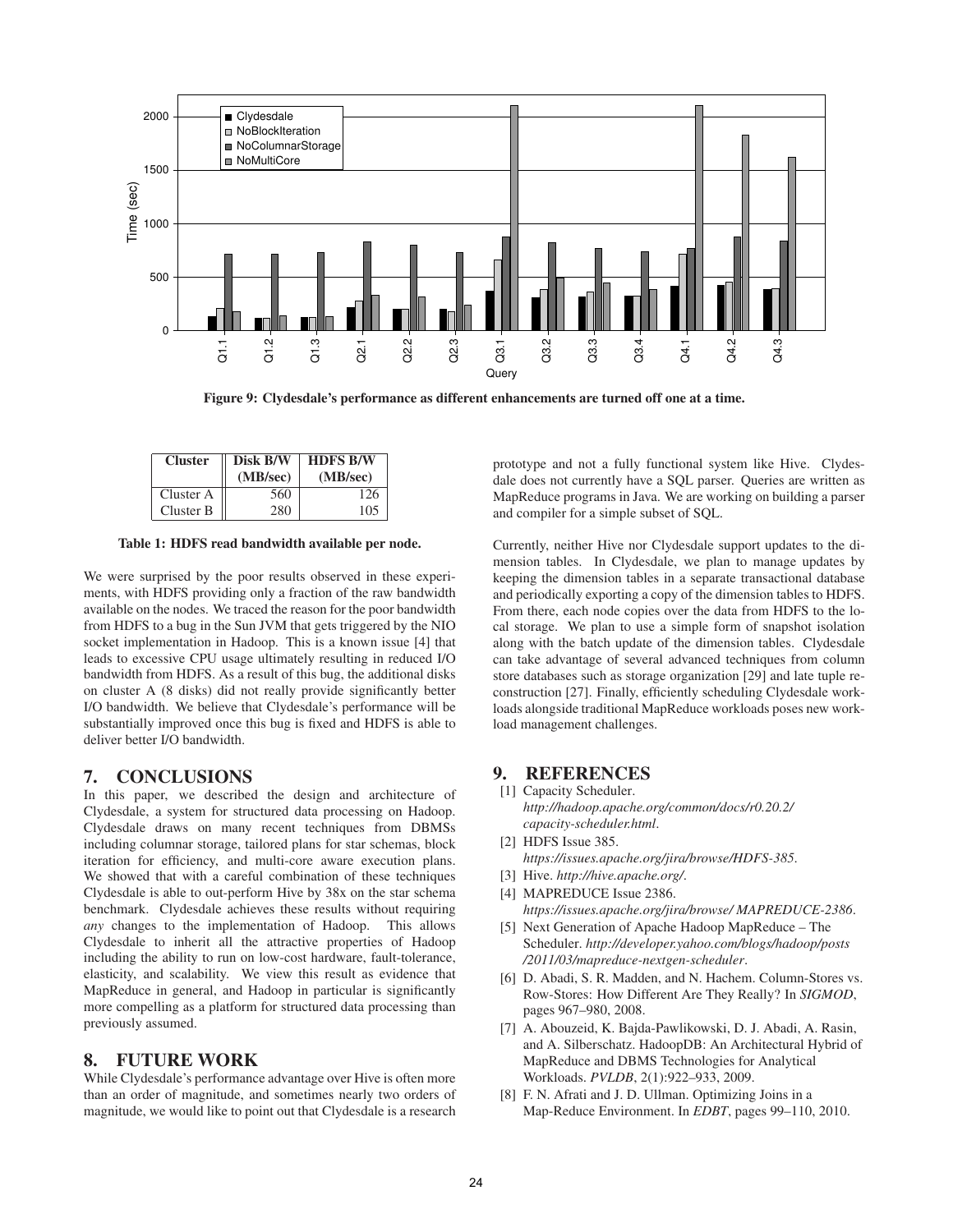Figure 9: Clydesdale's performance as different enhancements are turned off one at a time.

| Cluster | Disk B/W (MB/sec) | HDFS B/W (MB/sec) |
| --- | --- | --- |
| Cluster A | 560 | 126 |
| Cluster B | 280 | 105 |

**Table 1: HDFS read bandwidth available per node.**

We were surprised by the poor results observed in these experiments, with HDFS providing only a fraction of the raw bandwidth available on the nodes. We traced the reason for the poor bandwidth from HDFS to a bug in the Sun JVM that gets triggered by the NIO socket implementation in Hadoop. This is a known issue [4] that leads to excessive CPU usage ultimately resulting in reduced I/O bandwidth from HDFS. As a result of this bug, the additional disks on cluster A (8 disks) did not really provide significantly better I/O bandwidth. We believe that Clydesdale's performance will be substantially improved once this bug is fixed and HDFS is able to deliver better I/O bandwidth.

# 7. CONCLUSIONS

In this paper, we described the design and architecture of Clydesdale, a system for structured data processing on Hadoop. Clydesdale draws on many recent techniques from DBMSs including columnar storage, tailored plans for star schemas, block iteration for efficiency, and multi-core aware execution plans. We showed that with a careful combination of these techniques Clydesdale is able to out-perform Hive by 38x on the star schema benchmark. Clydesdale achieves these results without requiring *any* changes to the implementation of Hadoop. This allows Clydesdale to inherit all the attractive properties of Hadoop including the ability to run on low-cost hardware, fault-tolerance, elasticity, and scalability. We view this result as evidence that MapReduce in general, and Hadoop in particular is significantly more compelling as a platform for structured data processing than previously assumed.

# 8. FUTURE WORK

While Clydesdale's performance advantage over Hive is often more than an order of magnitude, and sometimes nearly two orders of magnitude, we would like to point out that Clydesdale is a research prototype and not a fully functional system like Hive. Clydesdale does not currently have a SQL parser. Queries are written as MapReduce programs in Java. We are working on building a parser and compiler for a simple subset of SQL.

Currently, neither Hive nor Clydesdale support updates to the dimension tables. In Clydesdale, we plan to manage updates by keeping the dimension tables in a separate transactional database and periodically exporting a copy of the dimension tables to HDFS. From there, each node copies over the data from HDFS to the local storage. We plan to use a simple form of snapshot isolation along with the batch update of the dimension tables. Clydesdale can take advantage of several advanced techniques from column store databases such as storage organization [29] and late tuple reconstruction [27]. Finally, efficiently scheduling Clydesdale workloads alongside traditional MapReduce workloads poses new workload management challenges.

# 9. REFERENCES

[1] Capacity Scheduler. *http://hadoop.apache.org/common/docs/r0.20.2/capacity-scheduler.html*.

[2] HDFS Issue 385. *https://issues.apache.org/jira/browse/HDFS-385*.

[3] Hive. *http://hive.apache.org/*.

[4] MAPREDUCE Issue 2386. *https://issues.apache.org/jira/browse/ MAPREDUCE-2386*.

[5] Next Generation of Apache Hadoop MapReduce – The Scheduler. *http://developer.yahoo.com/blogs/hadoop/posts/2011/03/mapreduce-nextgen-scheduler*.

[6] D. Abadi, S. R. Madden, and N. Hachem. Column-Stores vs. Row-Stores: How Different Are They Really? In *SIGMOD*, pages 967–980, 2008.

[7] A. Abouzeid, K. Bajda-Pawlikowski, D. J. Abadi, A. Rasin, and A. Silberschatz. HadoopDB: An Architectural Hybrid of MapReduce and DBMS Technologies for Analytical Workloads. *PVLDB*, 2(1):922–933, 2009.

[8] F. N. Afrati and J. D. Ullman. Optimizing Joins in a Map-Reduce Environment. In *EDBT*, pages 99–110, 2010.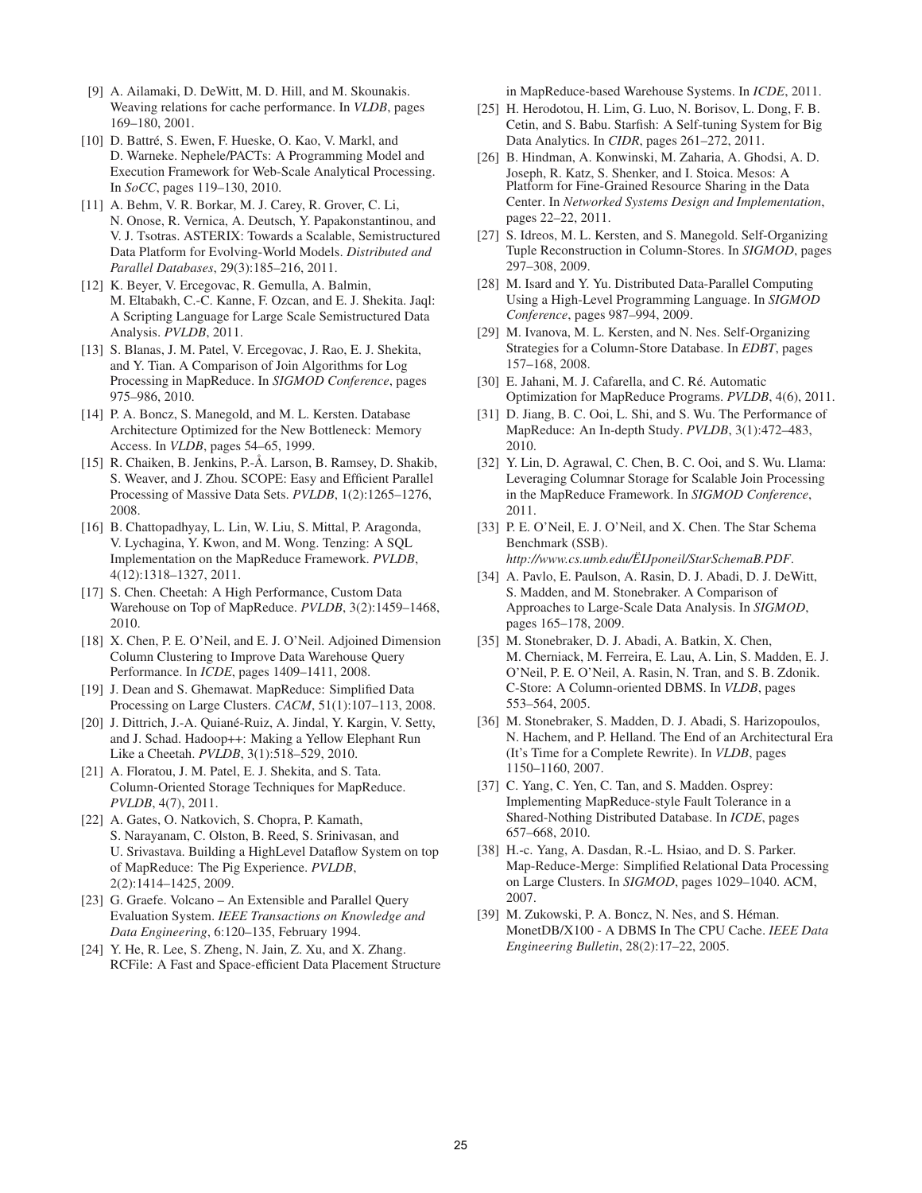[9] A. Ailamaki, D. DeWitt, M. D. Hill, and M. Skounakis. Weaving relations for cache performance. In *VLDB*, pages 169–180, 2001.

[10] D. Battré, S. Ewen, F. Hueske, O. Kao, V. Markl, and D. Warneke. Nephele/PACTs: A Programming Model and Execution Framework for Web-Scale Analytical Processing. In *SoCC*, pages 119–130, 2010.

[11] A. Behm, V. R. Borkar, M. J. Carey, R. Grover, C. Li, N. Onose, R. Vernica, A. Deutsch, Y. Papakonstantinou, and V. J. Tsotras. ASTERIX: Towards a Scalable, Semistructured Data Platform for Evolving-World Models. *Distributed and Parallel Databases*, 29(3):185–216, 2011.

[12] K. Beyer, V. Ercegovac, R. Gemulla, A. Balmin, M. Eltabakh, C.-C. Kanne, F. Ozcan, and E. J. Shekita. Jaql: A Scripting Language for Large Scale Semistructured Data Analysis. *PVLDB*, 2011.

[13] S. Blanas, J. M. Patel, V. Ercegovac, J. Rao, E. J. Shekita, and Y. Tian. A Comparison of Join Algorithms for Log Processing in MapReduce. In *SIGMOD Conference*, pages 975–986, 2010.

[14] P. A. Boncz, S. Manegold, and M. L. Kersten. Database Architecture Optimized for the New Bottleneck: Memory Access. In *VLDB*, pages 54–65, 1999.

[15] R. Chaiken, B. Jenkins, P.-Å. Larson, B. Ramsey, D. Shakib, S. Weaver, and J. Zhou. SCOPE: Easy and Efficient Parallel Processing of Massive Data Sets. *PVLDB*, 1(2):1265–1276, 2008.

[16] B. Chattopadhyay, L. Lin, W. Liu, S. Mittal, P. Aragonda, V. Lychagina, Y. Kwon, and M. Wong. Tenzing: A SQL Implementation on the MapReduce Framework. *PVLDB*, 4(12):1318–1327, 2011.

[17] S. Chen. Cheetah: A High Performance, Custom Data Warehouse on Top of MapReduce. *PVLDB*, 3(2):1459–1468, 2010.

[18] X. Chen, P. E. O'Neil, and E. J. O'Neil. Adjoined Dimension Column Clustering to Improve Data Warehouse Query Performance. In *ICDE*, pages 1409–1411, 2008.

[19] J. Dean and S. Ghemawat. MapReduce: Simplified Data Processing on Large Clusters. *CACM*, 51(1):107–113, 2008.

[20] J. Dittrich, J.-A. Quiané-Ruiz, A. Jindal, Y. Kargin, V. Setty, and J. Schad. Hadoop++: Making a Yellow Elephant Run Like a Cheetah. *PVLDB*, 3(1):518–529, 2010.

[21] A. Floratou, J. M. Patel, E. J. Shekita, and S. Tata. Column-Oriented Storage Techniques for MapReduce. *PVLDB*, 4(7), 2011.

[22] A. Gates, O. Natkovich, S. Chopra, P. Kamath, S. Narayanam, C. Olston, B. Reed, S. Srinivasan, and U. Srivastava. Building a HighLevel Dataflow System on top of MapReduce: The Pig Experience. *PVLDB*, 2(2):1414–1425, 2009.

[23] G. Graefe. Volcano – An Extensible and Parallel Query Evaluation System. *IEEE Transactions on Knowledge and Data Engineering*, 6:120–135, February 1994.

[24] Y. He, R. Lee, S. Zheng, N. Jain, Z. Xu, and X. Zhang. RCFile: A Fast and Space-efficient Data Placement Structure in MapReduce-based Warehouse Systems. In *ICDE*, 2011.

[25] H. Herodotou, H. Lim, G. Luo, N. Borisov, L. Dong, F. B. Cetin, and S. Babu. Starfish: A Self-tuning System for Big Data Analytics. In *CIDR*, pages 261–272, 2011.

[26] B. Hindman, A. Konwinski, M. Zaharia, A. Ghodsi, A. D. Joseph, R. Katz, S. Shenker, and I. Stoica. Mesos: A Platform for Fine-Grained Resource Sharing in the Data Center. In *Networked Systems Design and Implementation*, pages 22–22, 2011.

[27] S. Idreos, M. L. Kersten, and S. Manegold. Self-Organizing Tuple Reconstruction in Column-Stores. In *SIGMOD*, pages 297–308, 2009.

[28] M. Isard and Y. Yu. Distributed Data-Parallel Computing Using a High-Level Programming Language. In *SIGMOD Conference*, pages 987–994, 2009.

[29] M. Ivanova, M. L. Kersten, and N. Nes. Self-Organizing Strategies for a Column-Store Database. In *EDBT*, pages 157–168, 2008.

[30] E. Jahani, M. J. Cafarella, and C. Ré. Automatic Optimization for MapReduce Programs. *PVLDB*, 4(6), 2011.

[31] D. Jiang, B. C. Ooi, L. Shi, and S. Wu. The Performance of MapReduce: An In-depth Study. *PVLDB*, 3(1):472–483, 2010.

[32] Y. Lin, D. Agrawal, C. Chen, B. C. Ooi, and S. Wu. Llama: Leveraging Columnar Storage for Scalable Join Processing in the MapReduce Framework. In *SIGMOD Conference*, 2011.

[33] P. E. O'Neil, E. J. O'Neil, and X. Chen. The Star Schema Benchmark (SSB). *http://www.cs.umb.edu/ËIJponeil/StarSchemaB.PDF*.

[34] A. Pavlo, E. Paulson, A. Rasin, D. J. Abadi, D. J. DeWitt, S. Madden, and M. Stonebraker. A Comparison of Approaches to Large-Scale Data Analysis. In *SIGMOD*, pages 165–178, 2009.

[35] M. Stonebraker, D. J. Abadi, A. Batkin, X. Chen, M. Cherniack, M. Ferreira, E. Lau, A. Lin, S. Madden, E. J. O'Neil, P. E. O'Neil, A. Rasin, N. Tran, and S. B. Zdonik. C-Store: A Column-oriented DBMS. In *VLDB*, pages 553–564, 2005.

[36] M. Stonebraker, S. Madden, D. J. Abadi, S. Harizopoulos, N. Hachem, and P. Helland. The End of an Architectural Era (It's Time for a Complete Rewrite). In *VLDB*, pages 1150–1160, 2007.

[37] C. Yang, C. Yen, C. Tan, and S. Madden. Osprey: Implementing MapReduce-style Fault Tolerance in a Shared-Nothing Distributed Database. In *ICDE*, pages 657–668, 2010.

[38] H.-c. Yang, A. Dasdan, R.-L. Hsiao, and D. S. Parker. Map-Reduce-Merge: Simplified Relational Data Processing on Large Clusters. In *SIGMOD*, pages 1029–1040. ACM, 2007.

[39] M. Zukowski, P. A. Boncz, N. Nes, and S. Héman. MonetDB/X100 - A DBMS In The CPU Cache. *IEEE Data Engineering Bulletin*, 28(2):17–22, 2005.